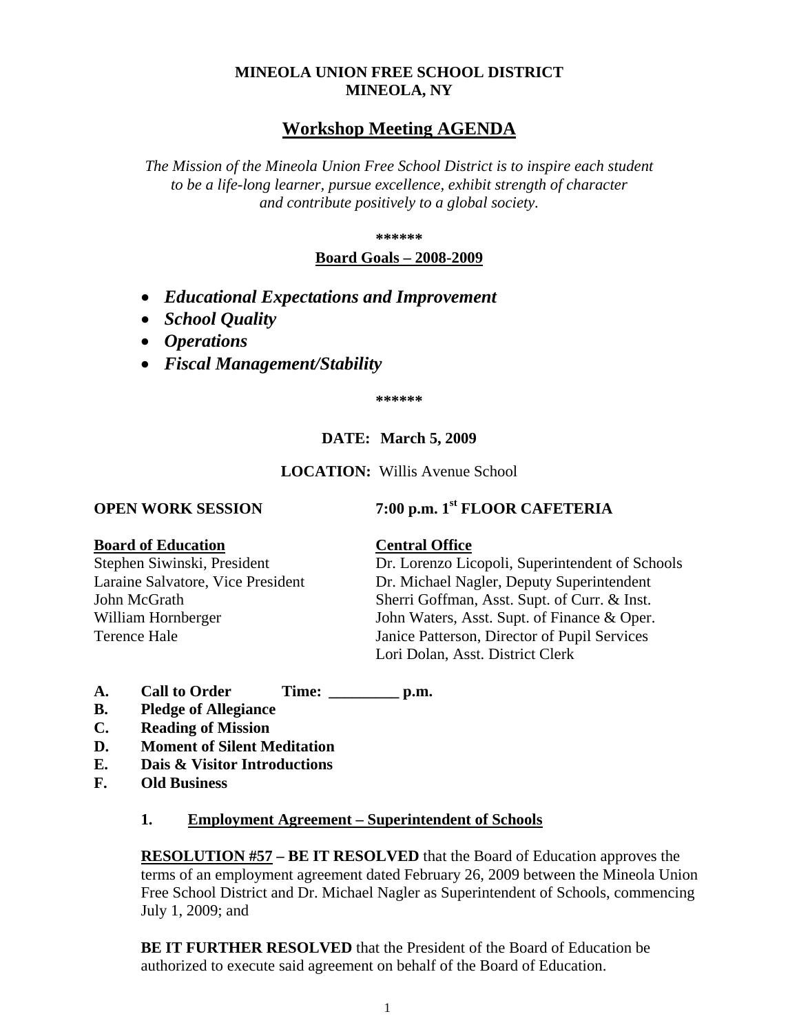**MINEOLA UNION FREE SCHOOL DISTRICT**
**MINEOLA, NY**

# Workshop Meeting AGENDA

*The Mission of the Mineola Union Free School District is to inspire each student to be a life-long learner, pursue excellence, exhibit strength of character and contribute positively to a global society.*

**\*\*\*\*\*\***

**Board Goals – 2008-2009**

- ***Educational Expectations and Improvement***
- ***School Quality***
- ***Operations***
- ***Fiscal Management/Stability***

**\*\*\*\*\*\***

**DATE: March 5, 2009**

**LOCATION:** Willis Avenue School

**OPEN WORK SESSION** **7:00 p.m. 1st FLOOR CAFETERIA**

| **Board of Education** | **Central Office** |
|---|---|
| Stephen Siwinski, President | Dr. Lorenzo Licopoli, Superintendent of Schools |
| Laraine Salvatore, Vice President | Dr. Michael Nagler, Deputy Superintendent |
| John McGrath | Sherri Goffman, Asst. Supt. of Curr. & Inst. |
| William Hornberger | John Waters, Asst. Supt. of Finance & Oper. |
| Terence Hale | Janice Patterson, Director of Pupil Services |
| | Lori Dolan, Asst. District Clerk |

**A. Call to Order Time: _________ p.m.**
**B. Pledge of Allegiance**
**C. Reading of Mission**
**D. Moment of Silent Meditation**
**E. Dais & Visitor Introductions**
**F. Old Business**

**1. Employment Agreement – Superintendent of Schools**

**RESOLUTION #57 – BE IT RESOLVED** that the Board of Education approves the terms of an employment agreement dated February 26, 2009 between the Mineola Union Free School District and Dr. Michael Nagler as Superintendent of Schools, commencing July 1, 2009; and

**BE IT FURTHER RESOLVED** that the President of the Board of Education be authorized to execute said agreement on behalf of the Board of Education.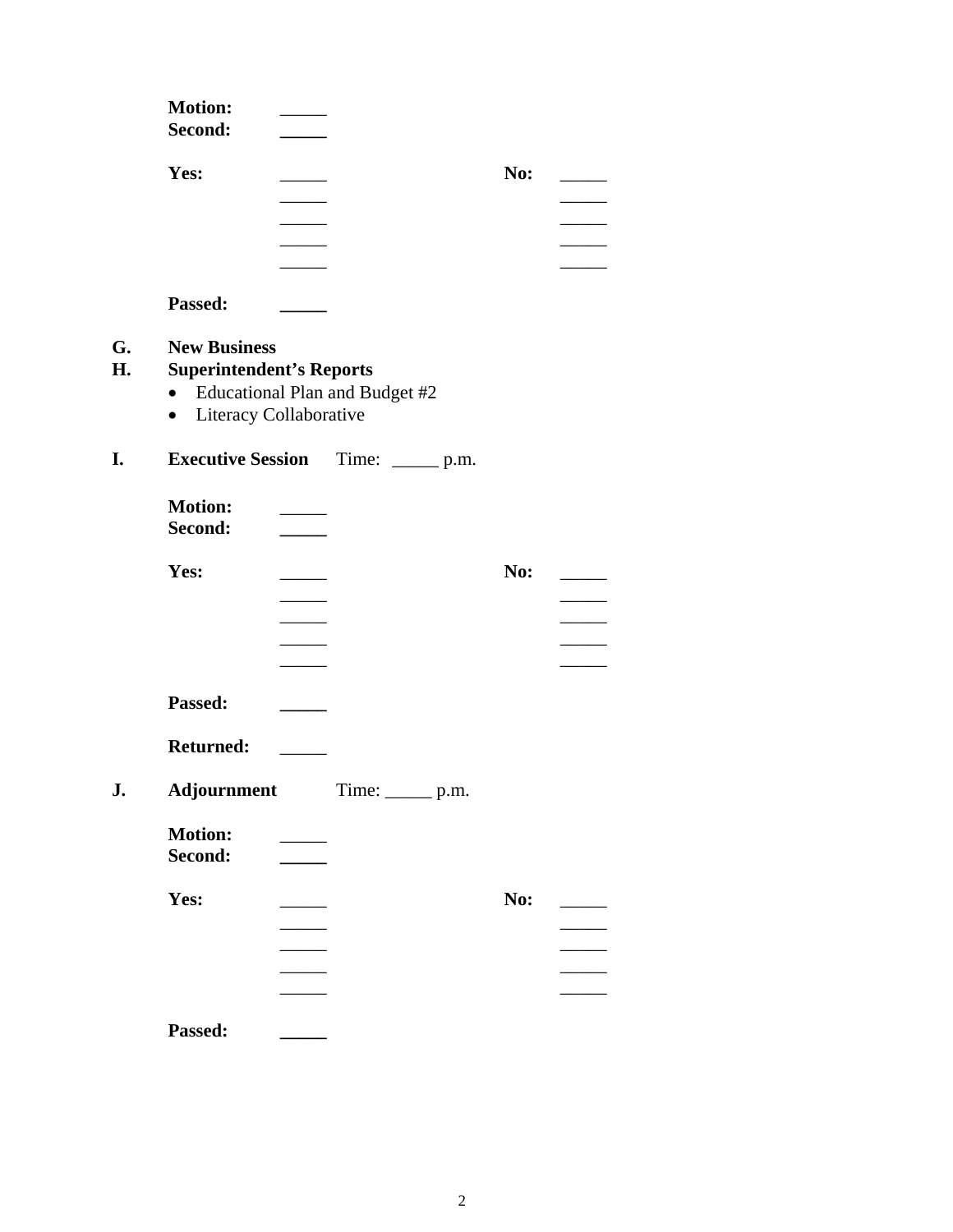**Motion:** _____
**Second:** _____

| | | | |
|---|---|---|---|
| **Yes:** | _____ | **No:** | _____ |
| | _____ | | _____ |
| | _____ | | _____ |
| | _____ | | _____ |
| | _____ | | _____ |

**Passed:** _____

**G. New Business**

**H. Superintendent's Reports**

- Educational Plan and Budget #2
- Literacy Collaborative

**I. Executive Session** Time: _____ p.m.

**Motion:** _____
**Second:** _____

| | | | |
|---|---|---|---|
| **Yes:** | _____ | **No:** | _____ |
| | _____ | | _____ |
| | _____ | | _____ |
| | _____ | | _____ |
| | _____ | | _____ |

**Passed:** _____

**Returned:** _____

**J. Adjournment** Time: _____ p.m.

**Motion:** _____
**Second:** _____

| | | | |
|---|---|---|---|
| **Yes:** | _____ | **No:** | _____ |
| | _____ | | _____ |
| | _____ | | _____ |
| | _____ | | _____ |
| | _____ | | _____ |

**Passed:** _____